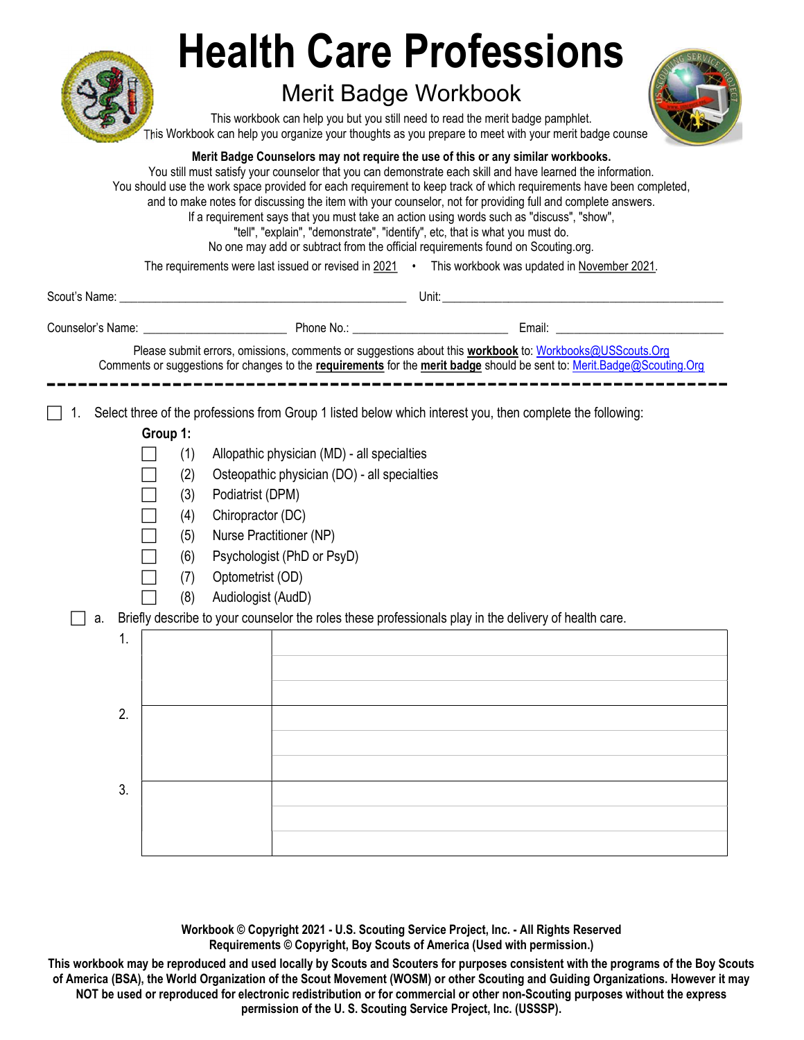# Health Care Professions

## Merit Badge Workbook

This workbook can help you but you still need to read the merit badge pamphlet.
This Workbook can help you organize your thoughts as you prepare to meet with your merit badge counse

**Merit Badge Counselors may not require the use of this or any similar workbooks.**
You still must satisfy your counselor that you can demonstrate each skill and have learned the information.
You should use the work space provided for each requirement to keep track of which requirements have been completed, and to make notes for discussing the item with your counselor, not for providing full and complete answers.
If a requirement says that you must take an action using words such as "discuss", "show", "tell", "explain", "demonstrate", "identify", etc, that is what you must do.
No one may add or subtract from the official requirements found on Scouting.org.

The requirements were last issued or revised in 2021 • This workbook was updated in November 2021.

Scout's Name: ______________________________ Unit: ______________________________

Counselor's Name: ____________________ Phone No.: ____________________ Email: ____________________

Please submit errors, omissions, comments or suggestions about this **workbook** to: Workbooks@USScouts.Org
Comments or suggestions for changes to the **requirements** for the **merit badge** should be sent to: Merit.Badge@Scouting.Org

---

☐ 1. Select three of the professions from Group 1 listed below which interest you, then complete the following:

**Group 1:**

- ☐ (1) Allopathic physician (MD) - all specialties
- ☐ (2) Osteopathic physician (DO) - all specialties
- ☐ (3) Podiatrist (DPM)
- ☐ (4) Chiropractor (DC)
- ☐ (5) Nurse Practitioner (NP)
- ☐ (6) Psychologist (PhD or PsyD)
- ☐ (7) Optometrist (OD)
- ☐ (8) Audiologist (AudD)

☐ a. Briefly describe to your counselor the roles these professionals play in the delivery of health care.

| | | |
|---|---|---|
| 1. | | |
| | | |
| | | |
| 2. | | |
| | | |
| | | |
| 3. | | |
| | | |
| | | |

**Workbook © Copyright 2021 - U.S. Scouting Service Project, Inc. - All Rights Reserved**
**Requirements © Copyright, Boy Scouts of America (Used with permission.)**

**This workbook may be reproduced and used locally by Scouts and Scouters for purposes consistent with the programs of the Boy Scouts of America (BSA), the World Organization of the Scout Movement (WOSM) or other Scouting and Guiding Organizations. However it may NOT be used or reproduced for electronic redistribution or for commercial or other non-Scouting purposes without the express permission of the U. S. Scouting Service Project, Inc. (USSSP).**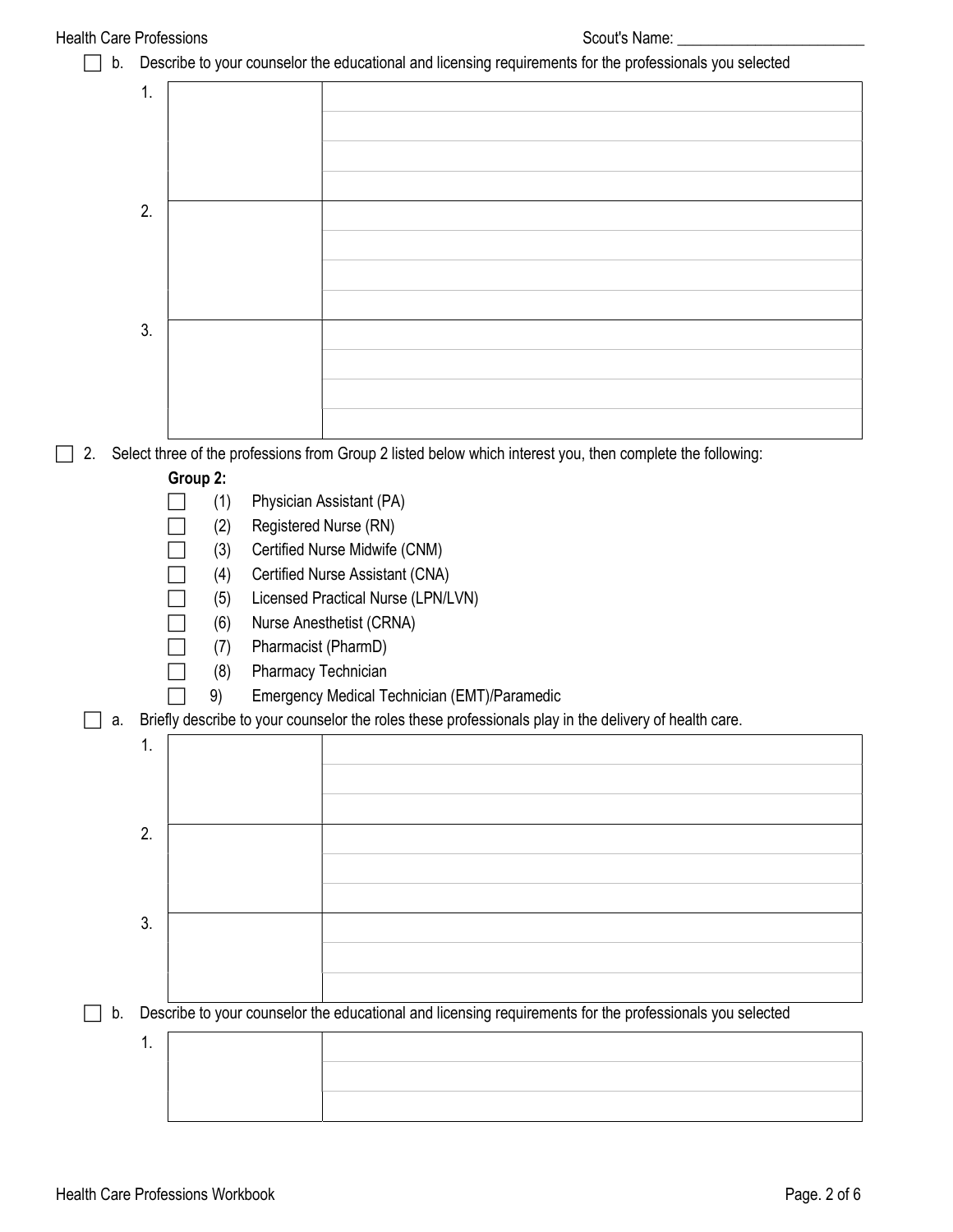- [ ] b. Describe to your counselor the educational and licensing requirements for the professionals you selected

| | | |
|---|---|---|
| 1. | | |
| | | |
| | | |
| | | |
| 2. | | |
| | | |
| | | |
| | | |
| 3. | | |
| | | |
| | | |
| | | |

- [ ] 2. Select three of the professions from Group 2 listed below which interest you, then complete the following:

**Group 2:**

- [ ] (1) Physician Assistant (PA)
- [ ] (2) Registered Nurse (RN)
- [ ] (3) Certified Nurse Midwife (CNM)
- [ ] (4) Certified Nurse Assistant (CNA)
- [ ] (5) Licensed Practical Nurse (LPN/LVN)
- [ ] (6) Nurse Anesthetist (CRNA)
- [ ] (7) Pharmacist (PharmD)
- [ ] (8) Pharmacy Technician
- [ ] 9) Emergency Medical Technician (EMT)/Paramedic

- [ ] a. Briefly describe to your counselor the roles these professionals play in the delivery of health care.

| | | |
|---|---|---|
| 1. | | |
| | | |
| | | |
| 2. | | |
| | | |
| | | |
| 3. | | |
| | | |
| | | |

- [ ] b. Describe to your counselor the educational and licensing requirements for the professionals you selected

| | | |
|---|---|---|
| 1. | | |
| | | |
| | | |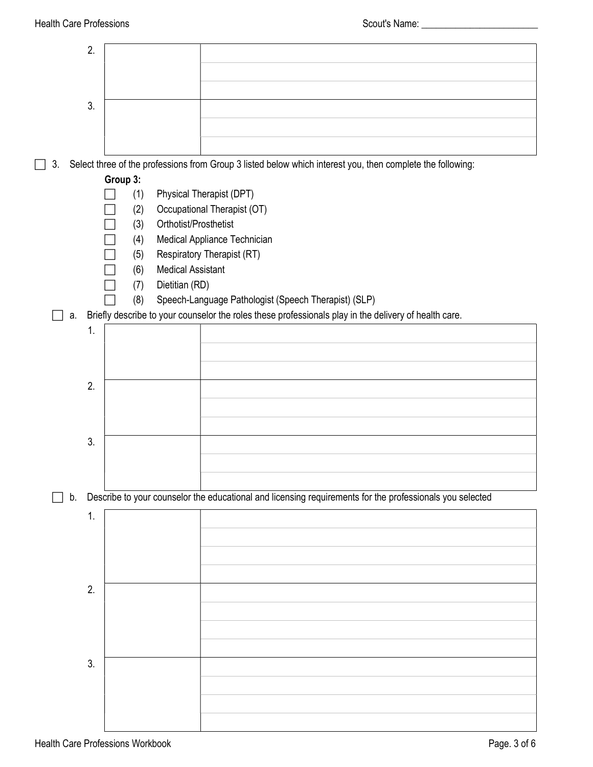| 2. | | |
|---|---|---|
| | | |
| | | |
| 3. | | |
| | | |
| | | |

☐ 3. Select three of the professions from Group 3 listed below which interest you, then complete the following:

**Group 3:**

- ☐ (1) Physical Therapist (DPT)
- ☐ (2) Occupational Therapist (OT)
- ☐ (3) Orthotist/Prosthetist
- ☐ (4) Medical Appliance Technician
- ☐ (5) Respiratory Therapist (RT)
- ☐ (6) Medical Assistant
- ☐ (7) Dietitian (RD)
- ☐ (8) Speech-Language Pathologist (Speech Therapist) (SLP)

☐ a. Briefly describe to your counselor the roles these professionals play in the delivery of health care.

| 1. | | |
|---|---|---|
| | | |
| | | |
| 2. | | |
| | | |
| | | |
| 3. | | |
| | | |
| | | |

☐ b. Describe to your counselor the educational and licensing requirements for the professionals you selected

| 1. | | |
|---|---|---|
| | | |
| | | |
| | | |
| 2. | | |
| | | |
| | | |
| | | |
| 3. | | |
| | | |
| | | |
| | | |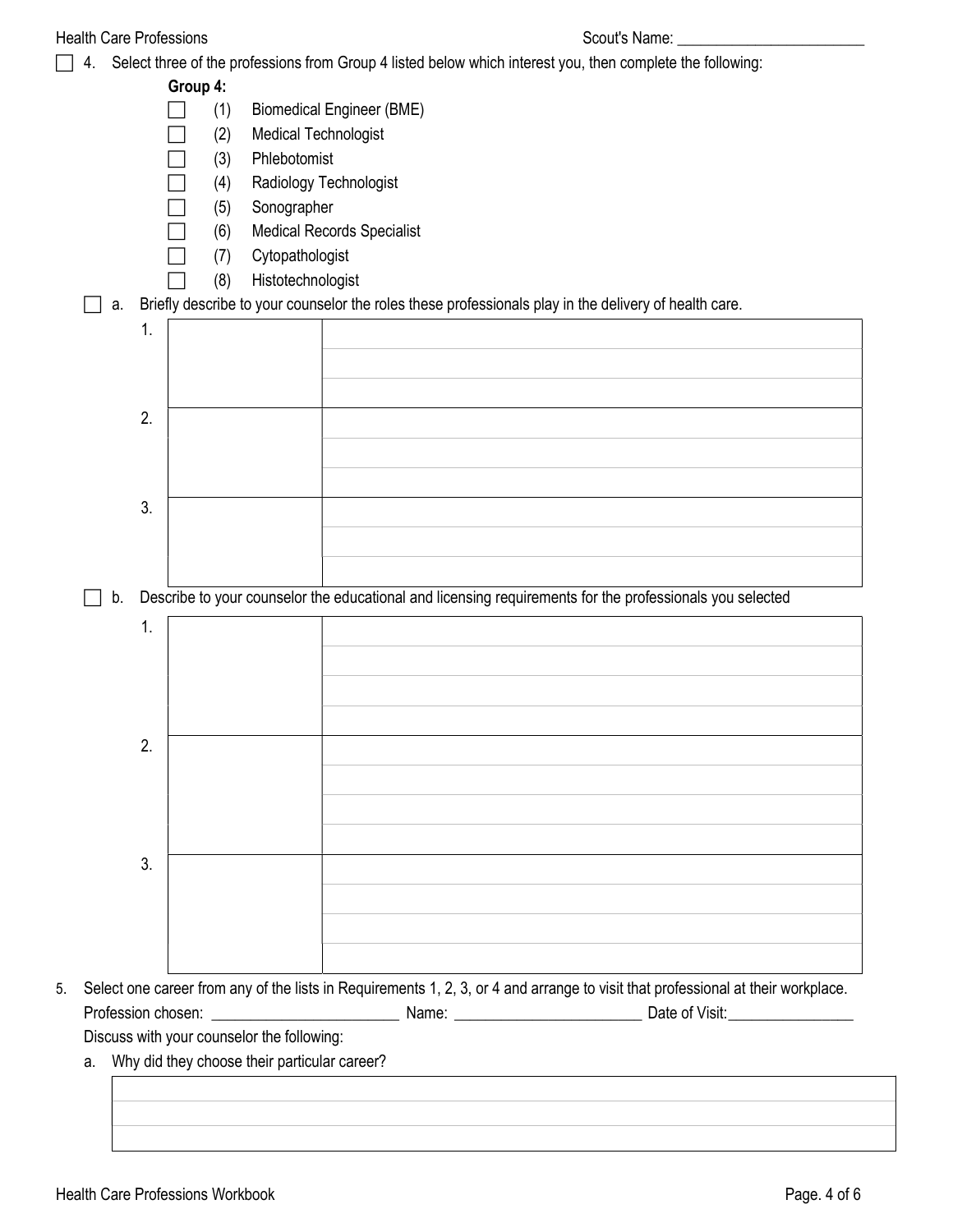Scout's Name: ________________________

☐ 4. Select three of the professions from Group 4 listed below which interest you, then complete the following:

**Group 4:**

- ☐ (1) Biomedical Engineer (BME)
- ☐ (2) Medical Technologist
- ☐ (3) Phlebotomist
- ☐ (4) Radiology Technologist
- ☐ (5) Sonographer
- ☐ (6) Medical Records Specialist
- ☐ (7) Cytopathologist
- ☐ (8) Histotechnologist

☐ a. Briefly describe to your counselor the roles these professionals play in the delivery of health care.

| | | |
|---|---|---|
| 1. | | |
| 2. | | |
| 3. | | |

☐ b. Describe to your counselor the educational and licensing requirements for the professionals you selected

| | | |
|---|---|---|
| 1. | | |
| 2. | | |
| 3. | | |

5. Select one career from any of the lists in Requirements 1, 2, 3, or 4 and arrange to visit that professional at their workplace.

Profession chosen: ________________________ Name: ________________________ Date of Visit:________________

Discuss with your counselor the following:

a. Why did they choose their particular career?

| |
|---|
| |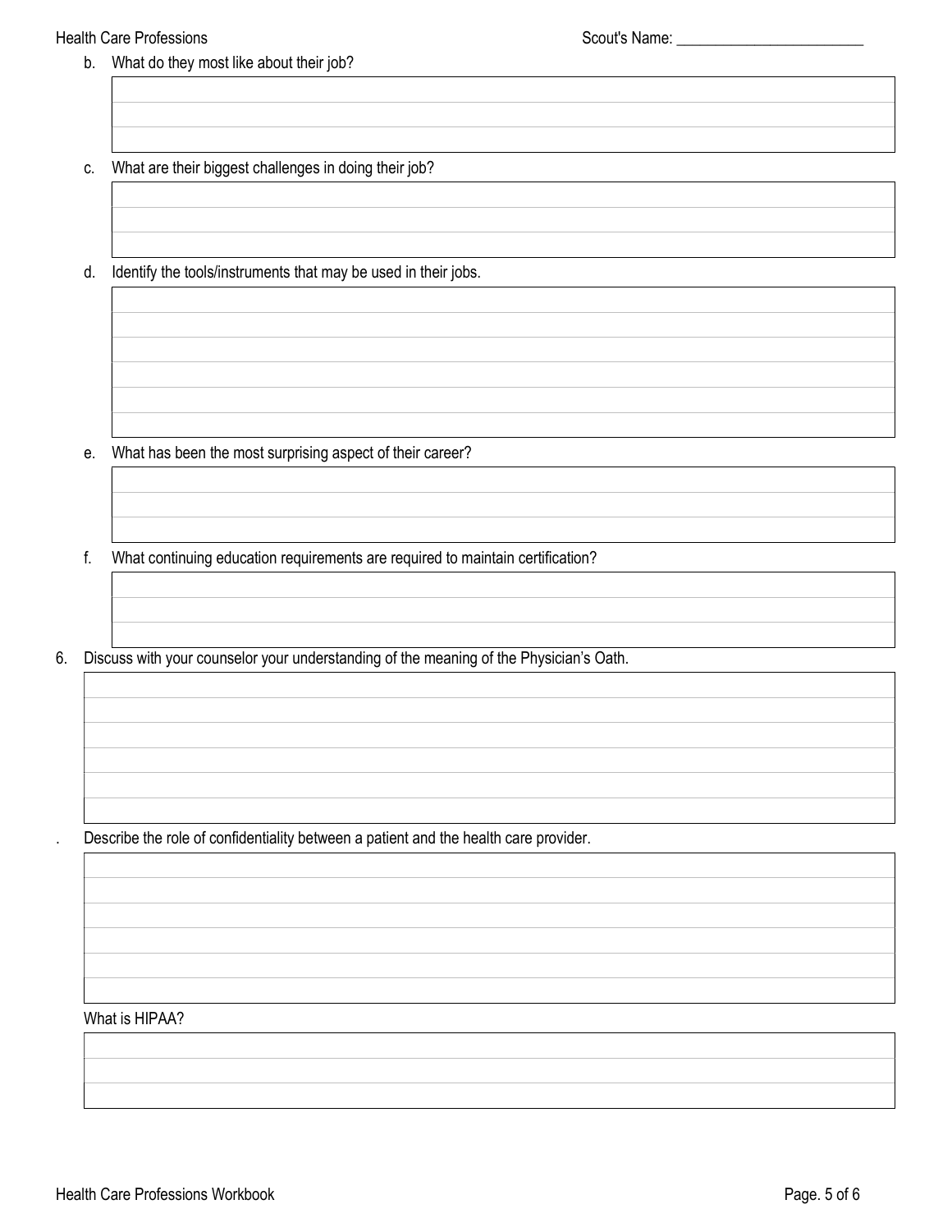b. What do they most like about their job?

c. What are their biggest challenges in doing their job?

d. Identify the tools/instruments that may be used in their jobs.

e. What has been the most surprising aspect of their career?

f. What continuing education requirements are required to maintain certification?

6. Discuss with your counselor your understanding of the meaning of the Physician's Oath.

. Describe the role of confidentiality between a patient and the health care provider.

What is HIPAA?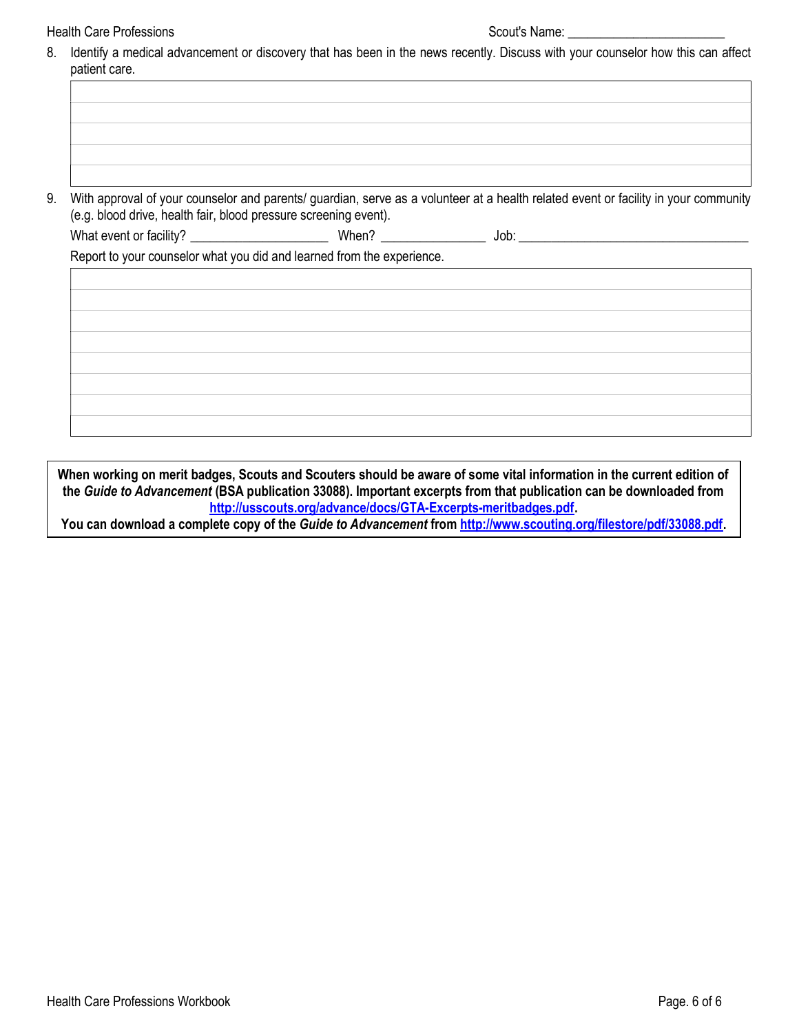Scout's Name: ________________________

8. Identify a medical advancement or discovery that has been in the news recently. Discuss with your counselor how this can affect patient care.

| |
|---|
| |
| |
| |
| |
| |

9. With approval of your counselor and parents/ guardian, serve as a volunteer at a health related event or facility in your community (e.g. blood drive, health fair, blood pressure screening event).

   What event or facility? ____________________ When? _______________ Job: ___________________________________

   Report to your counselor what you did and learned from the experience.

| |
|---|
| |
| |
| |
| |
| |
| |
| |
| |

**When working on merit badges, Scouts and Scouters should be aware of some vital information in the current edition of the *Guide to Advancement* (BSA publication 33088). Important excerpts from that publication can be downloaded from [http://usscouts.org/advance/docs/GTA-Excerpts-meritbadges.pdf](http://usscouts.org/advance/docs/GTA-Excerpts-meritbadges.pdf).**
**You can download a complete copy of the *Guide to Advancement* from [http://www.scouting.org/filestore/pdf/33088.pdf](http://www.scouting.org/filestore/pdf/33088.pdf).**